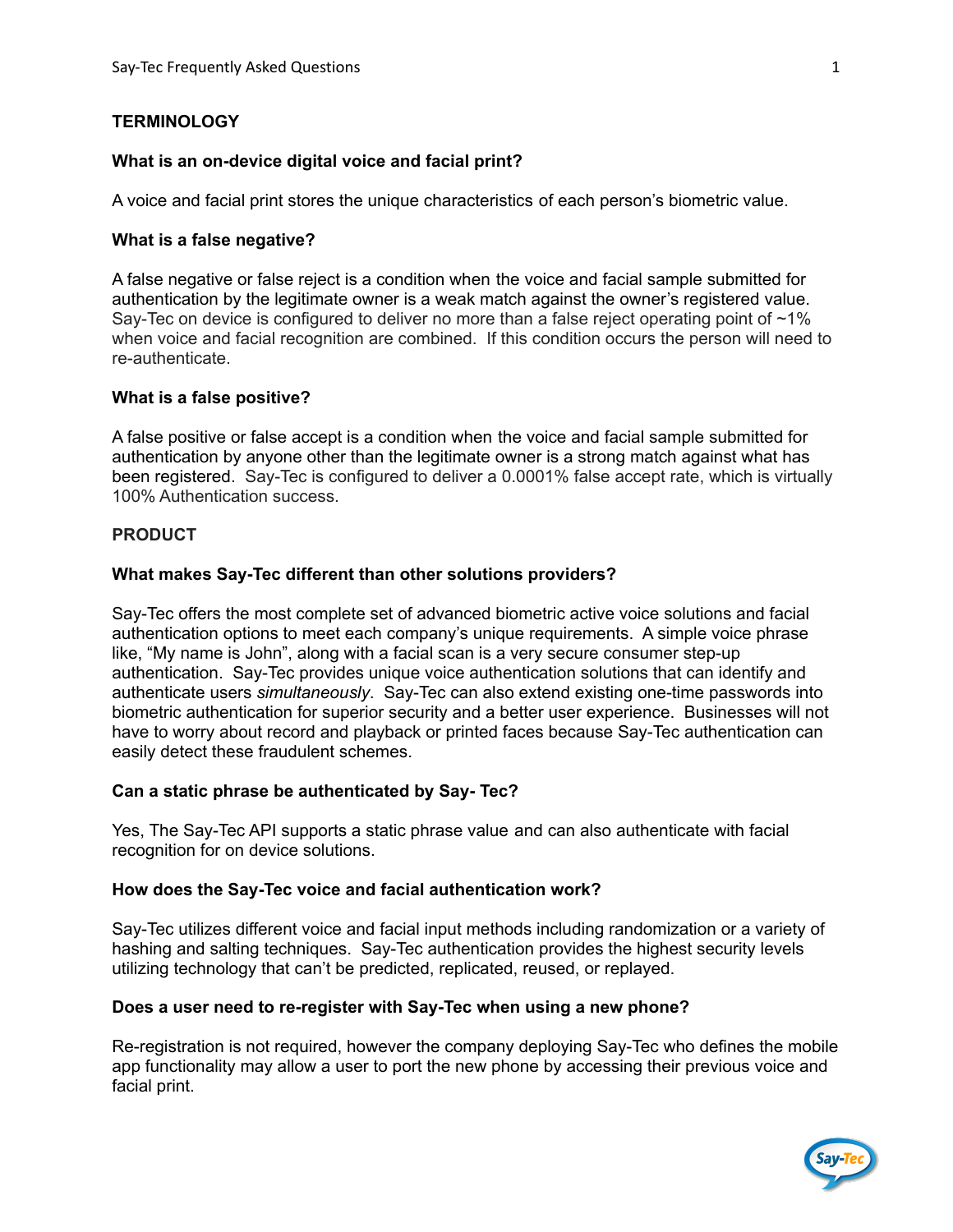## TERMINOLOGY

### What is an on-device digital voice and facial print?

A voice and facial print stores the unique characteristics of each person's biometric value.

### What is a false negative?

A false negative or false reject is a condition when the voice and facial sample submitted for authentication by the legitimate owner is a weak match against the owner's registered value. Say-Tec on device is configured to deliver no more than a false reject operating point of ~1% when voice and facial recognition are combined. If this condition occurs the person will need to re-authenticate.

### What is a false positive?

A false positive or false accept is a condition when the voice and facial sample submitted for authentication by anyone other than the legitimate owner is a strong match against what has been registered. Say-Tec is configured to deliver a 0.0001% false accept rate, which is virtually 100% Authentication success.

## PRODUCT

### What makes Say-Tec different than other solutions providers?

Say-Tec offers the most complete set of advanced biometric active voice solutions and facial authentication options to meet each company's unique requirements. A simple voice phrase like, "My name is John", along with a facial scan is a very secure consumer step-up authentication. Say-Tec provides unique voice authentication solutions that can identify and authenticate users *simultaneously*. Say-Tec can also extend existing one-time passwords into biometric authentication for superior security and a better user experience. Businesses will not have to worry about record and playback or printed faces because Say-Tec authentication can easily detect these fraudulent schemes.

### Can a static phrase be authenticated by Say- Tec?

Yes, The Say-Tec API supports a static phrase value and can also authenticate with facial recognition for on device solutions.

### How does the Say-Tec voice and facial authentication work?

Say-Tec utilizes different voice and facial input methods including randomization or a variety of hashing and salting techniques. Say-Tec authentication provides the highest security levels utilizing technology that can't be predicted, replicated, reused, or replayed.

### Does a user need to re-register with Say-Tec when using a new phone?

Re-registration is not required, however the company deploying Say-Tec who defines the mobile app functionality may allow a user to port the new phone by accessing their previous voice and facial print.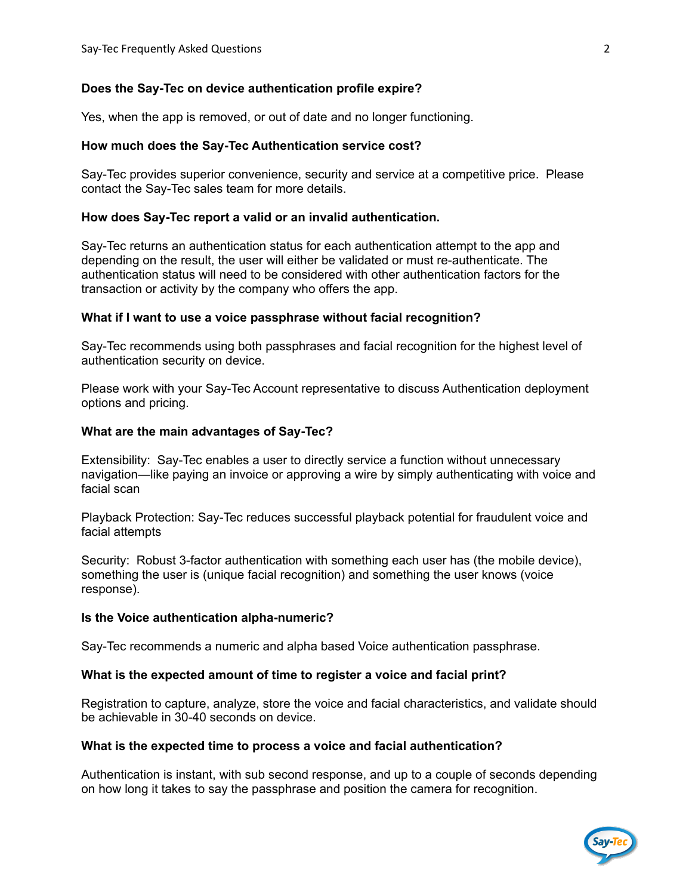**Does the Say-Tec on device authentication profile expire?**

Yes, when the app is removed, or out of date and no longer functioning.

**How much does the Say-Tec Authentication service cost?**

Say-Tec provides superior convenience, security and service at a competitive price. Please contact the Say-Tec sales team for more details.

**How does Say-Tec report a valid or an invalid authentication.**

Say-Tec returns an authentication status for each authentication attempt to the app and depending on the result, the user will either be validated or must re-authenticate. The authentication status will need to be considered with other authentication factors for the transaction or activity by the company who offers the app.

**What if I want to use a voice passphrase without facial recognition?**

Say-Tec recommends using both passphrases and facial recognition for the highest level of authentication security on device.

Please work with your Say-Tec Account representative to discuss Authentication deployment options and pricing.

**What are the main advantages of Say-Tec?**

Extensibility: Say-Tec enables a user to directly service a function without unnecessary navigation—like paying an invoice or approving a wire by simply authenticating with voice and facial scan

Playback Protection: Say-Tec reduces successful playback potential for fraudulent voice and facial attempts

Security: Robust 3-factor authentication with something each user has (the mobile device), something the user is (unique facial recognition) and something the user knows (voice response).

**Is the Voice authentication alpha-numeric?**

Say-Tec recommends a numeric and alpha based Voice authentication passphrase.

**What is the expected amount of time to register a voice and facial print?**

Registration to capture, analyze, store the voice and facial characteristics, and validate should be achievable in 30-40 seconds on device.

**What is the expected time to process a voice and facial authentication?**

Authentication is instant, with sub second response, and up to a couple of seconds depending on how long it takes to say the passphrase and position the camera for recognition.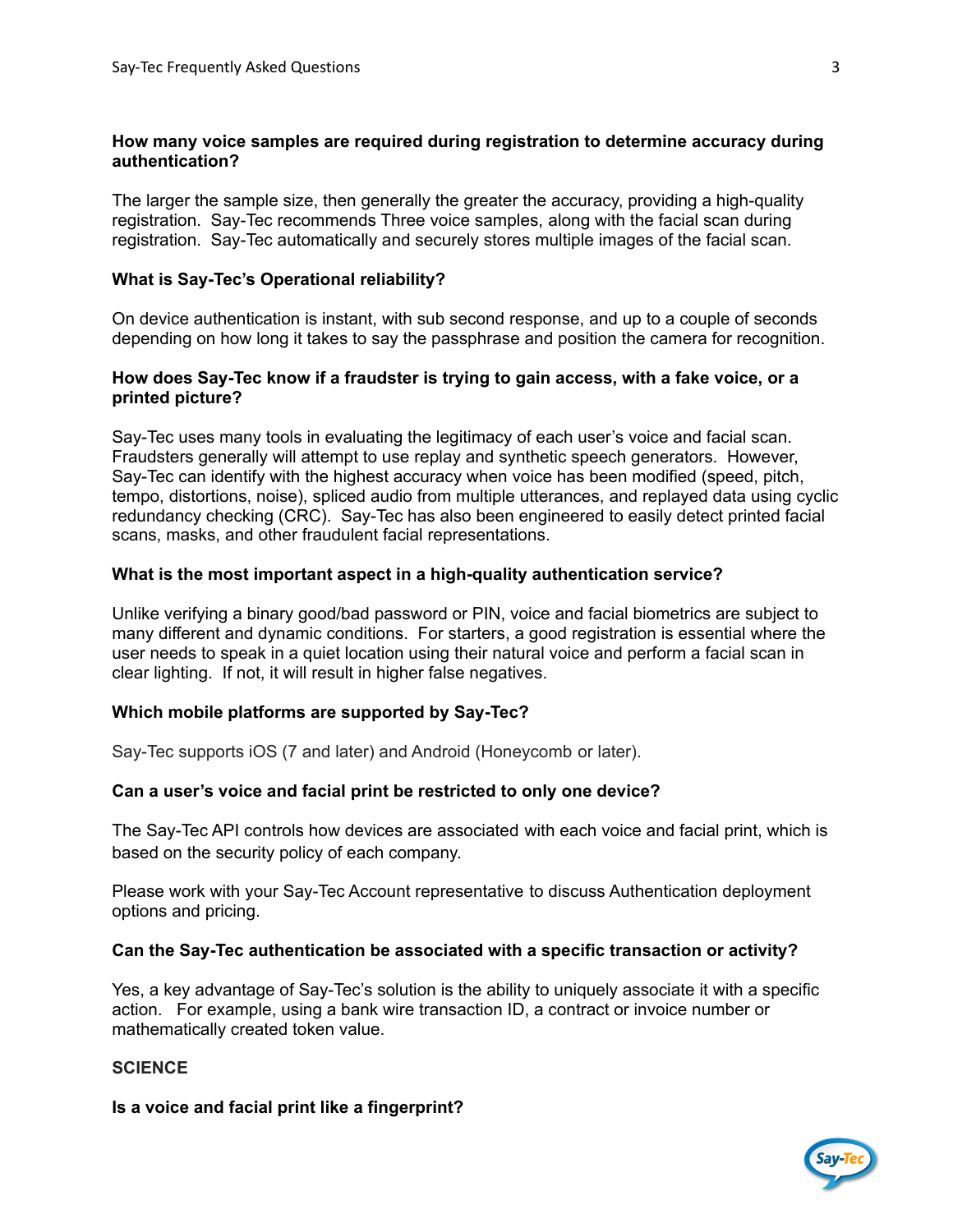**How many voice samples are required during registration to determine accuracy during authentication?**

The larger the sample size, then generally the greater the accuracy, providing a high-quality registration. Say-Tec recommends Three voice samples, along with the facial scan during registration. Say-Tec automatically and securely stores multiple images of the facial scan.

**What is Say-Tec's Operational reliability?**

On device authentication is instant, with sub second response, and up to a couple of seconds depending on how long it takes to say the passphrase and position the camera for recognition.

**How does Say-Tec know if a fraudster is trying to gain access, with a fake voice, or a printed picture?**

Say-Tec uses many tools in evaluating the legitimacy of each user's voice and facial scan. Fraudsters generally will attempt to use replay and synthetic speech generators. However, Say-Tec can identify with the highest accuracy when voice has been modified (speed, pitch, tempo, distortions, noise), spliced audio from multiple utterances, and replayed data using cyclic redundancy checking (CRC). Say-Tec has also been engineered to easily detect printed facial scans, masks, and other fraudulent facial representations.

**What is the most important aspect in a high-quality authentication service?**

Unlike verifying a binary good/bad password or PIN, voice and facial biometrics are subject to many different and dynamic conditions. For starters, a good registration is essential where the user needs to speak in a quiet location using their natural voice and perform a facial scan in clear lighting. If not, it will result in higher false negatives.

**Which mobile platforms are supported by Say-Tec?**

Say-Tec supports iOS (7 and later) and Android (Honeycomb or later).

**Can a user's voice and facial print be restricted to only one device?**

The Say-Tec API controls how devices are associated with each voice and facial print, which is based on the security policy of each company.

Please work with your Say-Tec Account representative to discuss Authentication deployment options and pricing.

**Can the Say-Tec authentication be associated with a specific transaction or activity?**

Yes, a key advantage of Say-Tec's solution is the ability to uniquely associate it with a specific action. For example, using a bank wire transaction ID, a contract or invoice number or mathematically created token value.

**SCIENCE**

**Is a voice and facial print like a fingerprint?**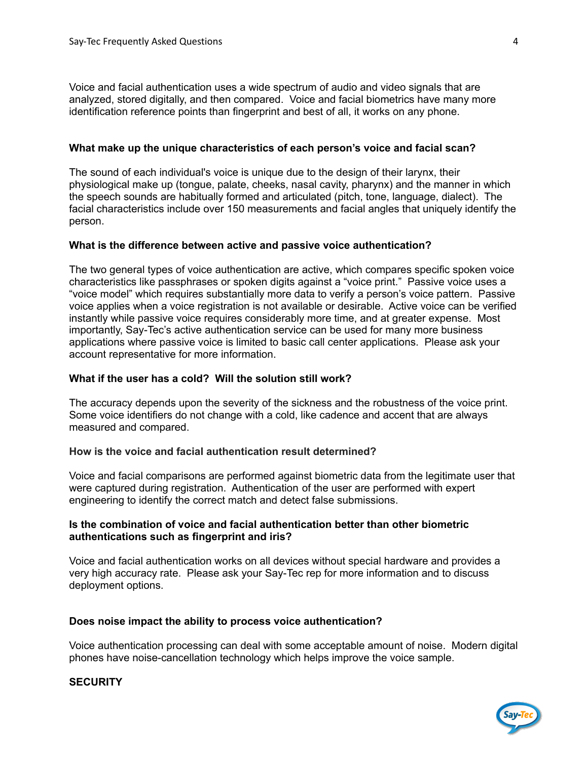Voice and facial authentication uses a wide spectrum of audio and video signals that are analyzed, stored digitally, and then compared. Voice and facial biometrics have many more identification reference points than fingerprint and best of all, it works on any phone.

**What make up the unique characteristics of each person's voice and facial scan?**

The sound of each individual's voice is unique due to the design of their larynx, their physiological make up (tongue, palate, cheeks, nasal cavity, pharynx) and the manner in which the speech sounds are habitually formed and articulated (pitch, tone, language, dialect). The facial characteristics include over 150 measurements and facial angles that uniquely identify the person.

**What is the difference between active and passive voice authentication?**

The two general types of voice authentication are active, which compares specific spoken voice characteristics like passphrases or spoken digits against a "voice print." Passive voice uses a "voice model" which requires substantially more data to verify a person's voice pattern. Passive voice applies when a voice registration is not available or desirable. Active voice can be verified instantly while passive voice requires considerably more time, and at greater expense. Most importantly, Say-Tec's active authentication service can be used for many more business applications where passive voice is limited to basic call center applications. Please ask your account representative for more information.

**What if the user has a cold? Will the solution still work?**

The accuracy depends upon the severity of the sickness and the robustness of the voice print. Some voice identifiers do not change with a cold, like cadence and accent that are always measured and compared.

**How is the voice and facial authentication result determined?**

Voice and facial comparisons are performed against biometric data from the legitimate user that were captured during registration. Authentication of the user are performed with expert engineering to identify the correct match and detect false submissions.

**Is the combination of voice and facial authentication better than other biometric authentications such as fingerprint and iris?**

Voice and facial authentication works on all devices without special hardware and provides a very high accuracy rate. Please ask your Say-Tec rep for more information and to discuss deployment options.

**Does noise impact the ability to process voice authentication?**

Voice authentication processing can deal with some acceptable amount of noise. Modern digital phones have noise-cancellation technology which helps improve the voice sample.

## SECURITY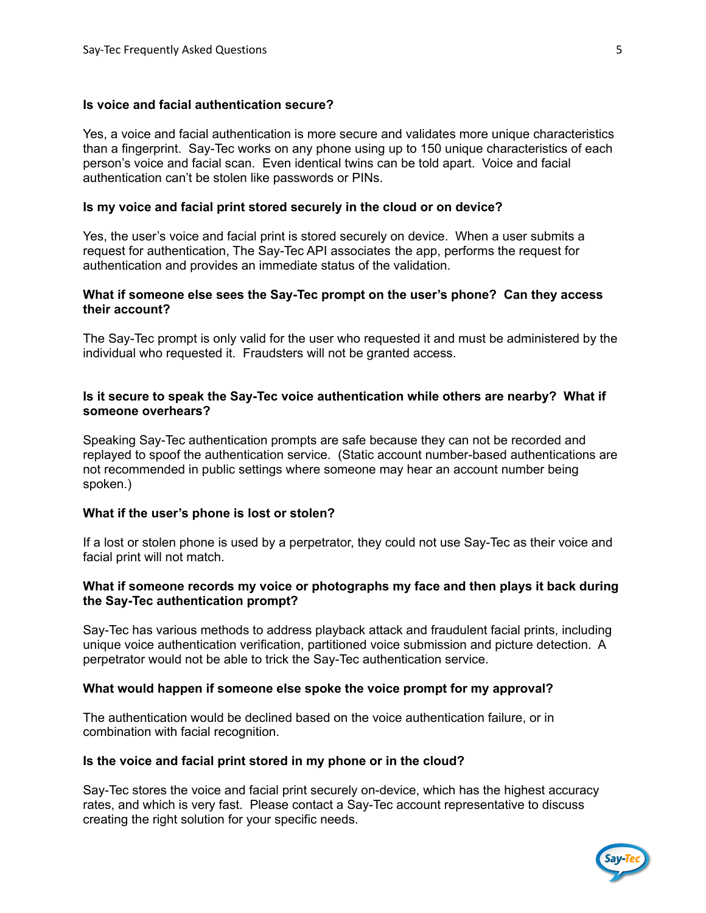**Is voice and facial authentication secure?**

Yes, a voice and facial authentication is more secure and validates more unique characteristics than a fingerprint. Say-Tec works on any phone using up to 150 unique characteristics of each person's voice and facial scan. Even identical twins can be told apart. Voice and facial authentication can't be stolen like passwords or PINs.

**Is my voice and facial print stored securely in the cloud or on device?**

Yes, the user's voice and facial print is stored securely on device. When a user submits a request for authentication, The Say-Tec API associates the app, performs the request for authentication and provides an immediate status of the validation.

**What if someone else sees the Say-Tec prompt on the user's phone? Can they access their account?**

The Say-Tec prompt is only valid for the user who requested it and must be administered by the individual who requested it. Fraudsters will not be granted access.

**Is it secure to speak the Say-Tec voice authentication while others are nearby? What if someone overhears?**

Speaking Say-Tec authentication prompts are safe because they can not be recorded and replayed to spoof the authentication service. (Static account number-based authentications are not recommended in public settings where someone may hear an account number being spoken.)

**What if the user's phone is lost or stolen?**

If a lost or stolen phone is used by a perpetrator, they could not use Say-Tec as their voice and facial print will not match.

**What if someone records my voice or photographs my face and then plays it back during the Say-Tec authentication prompt?**

Say-Tec has various methods to address playback attack and fraudulent facial prints, including unique voice authentication verification, partitioned voice submission and picture detection. A perpetrator would not be able to trick the Say-Tec authentication service.

**What would happen if someone else spoke the voice prompt for my approval?**

The authentication would be declined based on the voice authentication failure, or in combination with facial recognition.

**Is the voice and facial print stored in my phone or in the cloud?**

Say-Tec stores the voice and facial print securely on-device, which has the highest accuracy rates, and which is very fast. Please contact a Say-Tec account representative to discuss creating the right solution for your specific needs.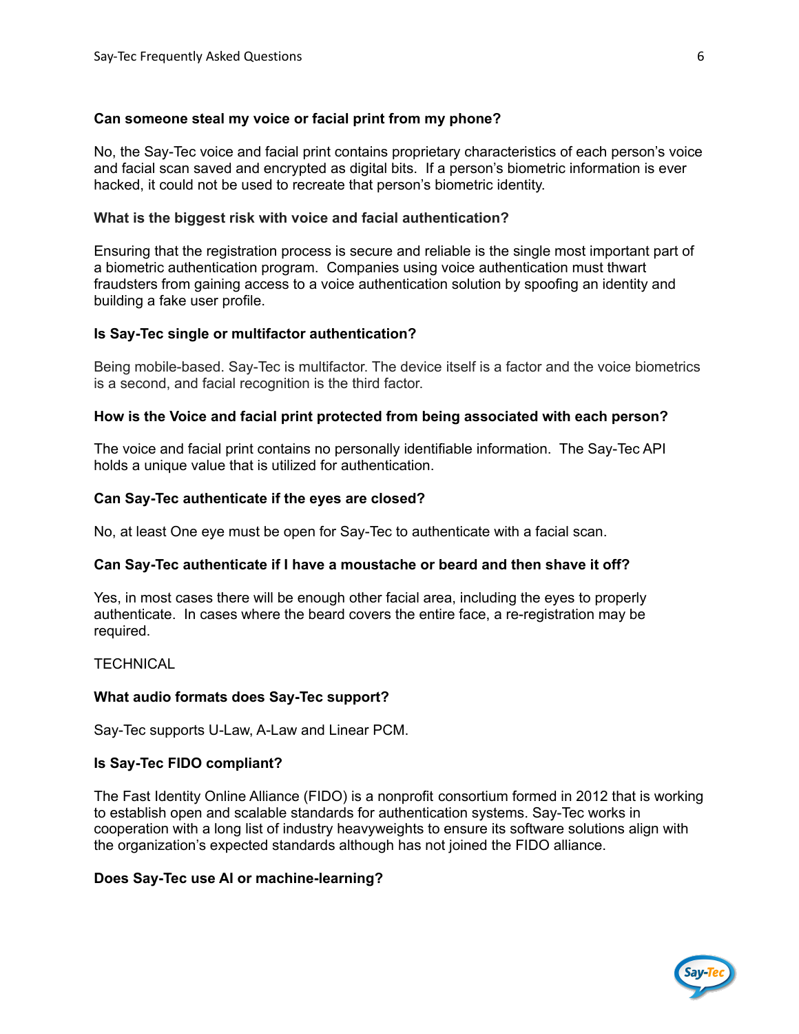**Can someone steal my voice or facial print from my phone?**

No, the Say-Tec voice and facial print contains proprietary characteristics of each person's voice and facial scan saved and encrypted as digital bits. If a person's biometric information is ever hacked, it could not be used to recreate that person's biometric identity.

**What is the biggest risk with voice and facial authentication?**

Ensuring that the registration process is secure and reliable is the single most important part of a biometric authentication program. Companies using voice authentication must thwart fraudsters from gaining access to a voice authentication solution by spoofing an identity and building a fake user profile.

**Is Say-Tec single or multifactor authentication?**

Being mobile-based. Say-Tec is multifactor. The device itself is a factor and the voice biometrics is a second, and facial recognition is the third factor.

**How is the Voice and facial print protected from being associated with each person?**

The voice and facial print contains no personally identifiable information. The Say-Tec API holds a unique value that is utilized for authentication.

**Can Say-Tec authenticate if the eyes are closed?**

No, at least One eye must be open for Say-Tec to authenticate with a facial scan.

**Can Say-Tec authenticate if I have a moustache or beard and then shave it off?**

Yes, in most cases there will be enough other facial area, including the eyes to properly authenticate. In cases where the beard covers the entire face, a re-registration may be required.

TECHNICAL

**What audio formats does Say-Tec support?**

Say-Tec supports U-Law, A-Law and Linear PCM.

**Is Say-Tec FIDO compliant?**

The Fast Identity Online Alliance (FIDO) is a nonprofit consortium formed in 2012 that is working to establish open and scalable standards for authentication systems. Say-Tec works in cooperation with a long list of industry heavyweights to ensure its software solutions align with the organization's expected standards although has not joined the FIDO alliance.

**Does Say-Tec use AI or machine-learning?**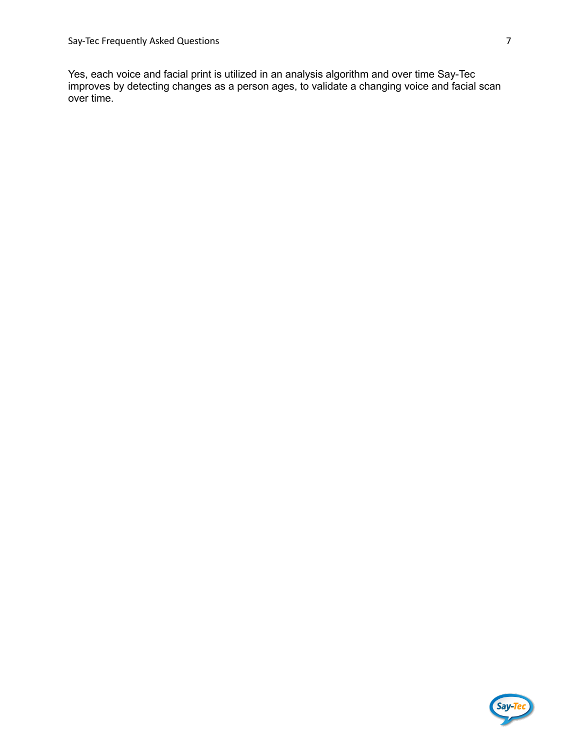Yes, each voice and facial print is utilized in an analysis algorithm and over time Say-Tec improves by detecting changes as a person ages, to validate a changing voice and facial scan over time.